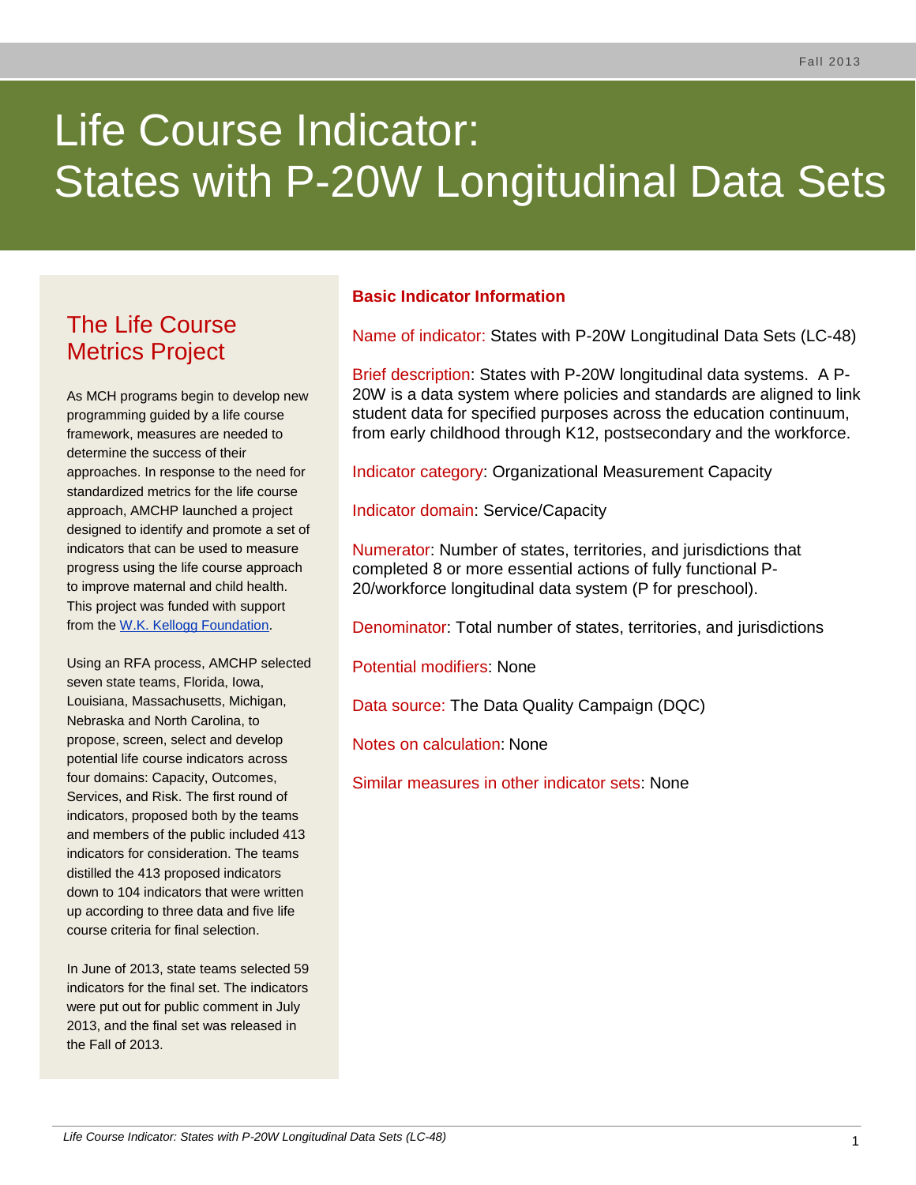# Life Course Indicator: States with P-20W Longitudinal Data Sets

## The Life Course Metrics Project

As MCH programs begin to develop new programming guided by a life course framework, measures are needed to determine the success of their approaches. In response to the need for standardized metrics for the life course approach, AMCHP launched a project designed to identify and promote a set of indicators that can be used to measure progress using the life course approach to improve maternal and child health. This project was funded with support from the W.K. Kellogg Foundation.

Using an RFA process, AMCHP selected seven state teams, Florida, Iowa, Louisiana, Massachusetts, Michigan, Nebraska and North Carolina, to propose, screen, select and develop potential life course indicators across four domains: Capacity, Outcomes, Services, and Risk. The first round of indicators, proposed both by the teams and members of the public included 413 indicators for consideration. The teams distilled the 413 proposed indicators down to 104 indicators that were written up according to three data and five life course criteria for final selection.

In June of 2013, state teams selected 59 indicators for the final set. The indicators were put out for public comment in July 2013, and the final set was released in the Fall of 2013.

## Basic Indicator Information

Name of indicator: States with P-20W Longitudinal Data Sets (LC-48)

Brief description: States with P-20W longitudinal data systems. A P-20W is a data system where policies and standards are aligned to link student data for specified purposes across the education continuum, from early childhood through K12, postsecondary and the workforce.

Indicator category: Organizational Measurement Capacity

Indicator domain: Service/Capacity

Numerator: Number of states, territories, and jurisdictions that completed 8 or more essential actions of fully functional P-20/workforce longitudinal data system (P for preschool).

Denominator: Total number of states, territories, and jurisdictions

Potential modifiers: None

Data source: The Data Quality Campaign (DQC)

Notes on calculation: None

Similar measures in other indicator sets: None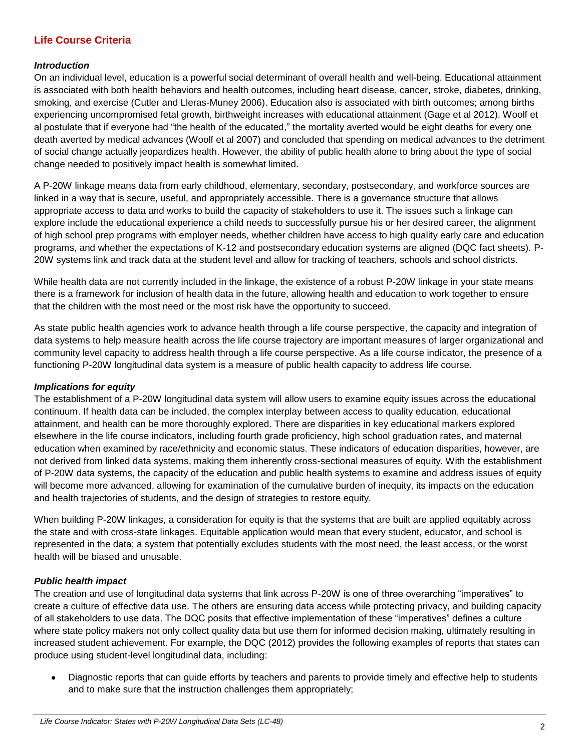## Life Course Criteria

### *Introduction*

On an individual level, education is a powerful social determinant of overall health and well-being. Educational attainment is associated with both health behaviors and health outcomes, including heart disease, cancer, stroke, diabetes, drinking, smoking, and exercise (Cutler and Lleras-Muney 2006). Education also is associated with birth outcomes; among births experiencing uncompromised fetal growth, birthweight increases with educational attainment (Gage et al 2012). Woolf et al postulate that if everyone had "the health of the educated," the mortality averted would be eight deaths for every one death averted by medical advances (Woolf et al 2007) and concluded that spending on medical advances to the detriment of social change actually jeopardizes health. However, the ability of public health alone to bring about the type of social change needed to positively impact health is somewhat limited.

A P-20W linkage means data from early childhood, elementary, secondary, postsecondary, and workforce sources are linked in a way that is secure, useful, and appropriately accessible. There is a governance structure that allows appropriate access to data and works to build the capacity of stakeholders to use it. The issues such a linkage can explore include the educational experience a child needs to successfully pursue his or her desired career, the alignment of high school prep programs with employer needs, whether children have access to high quality early care and education programs, and whether the expectations of K-12 and postsecondary education systems are aligned (DQC fact sheets). P-20W systems link and track data at the student level and allow for tracking of teachers, schools and school districts.

While health data are not currently included in the linkage, the existence of a robust P-20W linkage in your state means there is a framework for inclusion of health data in the future, allowing health and education to work together to ensure that the children with the most need or the most risk have the opportunity to succeed.

As state public health agencies work to advance health through a life course perspective, the capacity and integration of data systems to help measure health across the life course trajectory are important measures of larger organizational and community level capacity to address health through a life course perspective. As a life course indicator, the presence of a functioning P-20W longitudinal data system is a measure of public health capacity to address life course.

### *Implications for equity*

The establishment of a P-20W longitudinal data system will allow users to examine equity issues across the educational continuum. If health data can be included, the complex interplay between access to quality education, educational attainment, and health can be more thoroughly explored. There are disparities in key educational markers explored elsewhere in the life course indicators, including fourth grade proficiency, high school graduation rates, and maternal education when examined by race/ethnicity and economic status. These indicators of education disparities, however, are not derived from linked data systems, making them inherently cross-sectional measures of equity. With the establishment of P-20W data systems, the capacity of the education and public health systems to examine and address issues of equity will become more advanced, allowing for examination of the cumulative burden of inequity, its impacts on the education and health trajectories of students, and the design of strategies to restore equity.

When building P-20W linkages, a consideration for equity is that the systems that are built are applied equitably across the state and with cross-state linkages. Equitable application would mean that every student, educator, and school is represented in the data; a system that potentially excludes students with the most need, the least access, or the worst health will be biased and unusable.

### *Public health impact*

The creation and use of longitudinal data systems that link across P-20W is one of three overarching "imperatives" to create a culture of effective data use. The others are ensuring data access while protecting privacy, and building capacity of all stakeholders to use data. The DQC posits that effective implementation of these "imperatives" defines a culture where state policy makers not only collect quality data but use them for informed decision making, ultimately resulting in increased student achievement. For example, the DQC (2012) provides the following examples of reports that states can produce using student-level longitudinal data, including:

- Diagnostic reports that can guide efforts by teachers and parents to provide timely and effective help to students and to make sure that the instruction challenges them appropriately;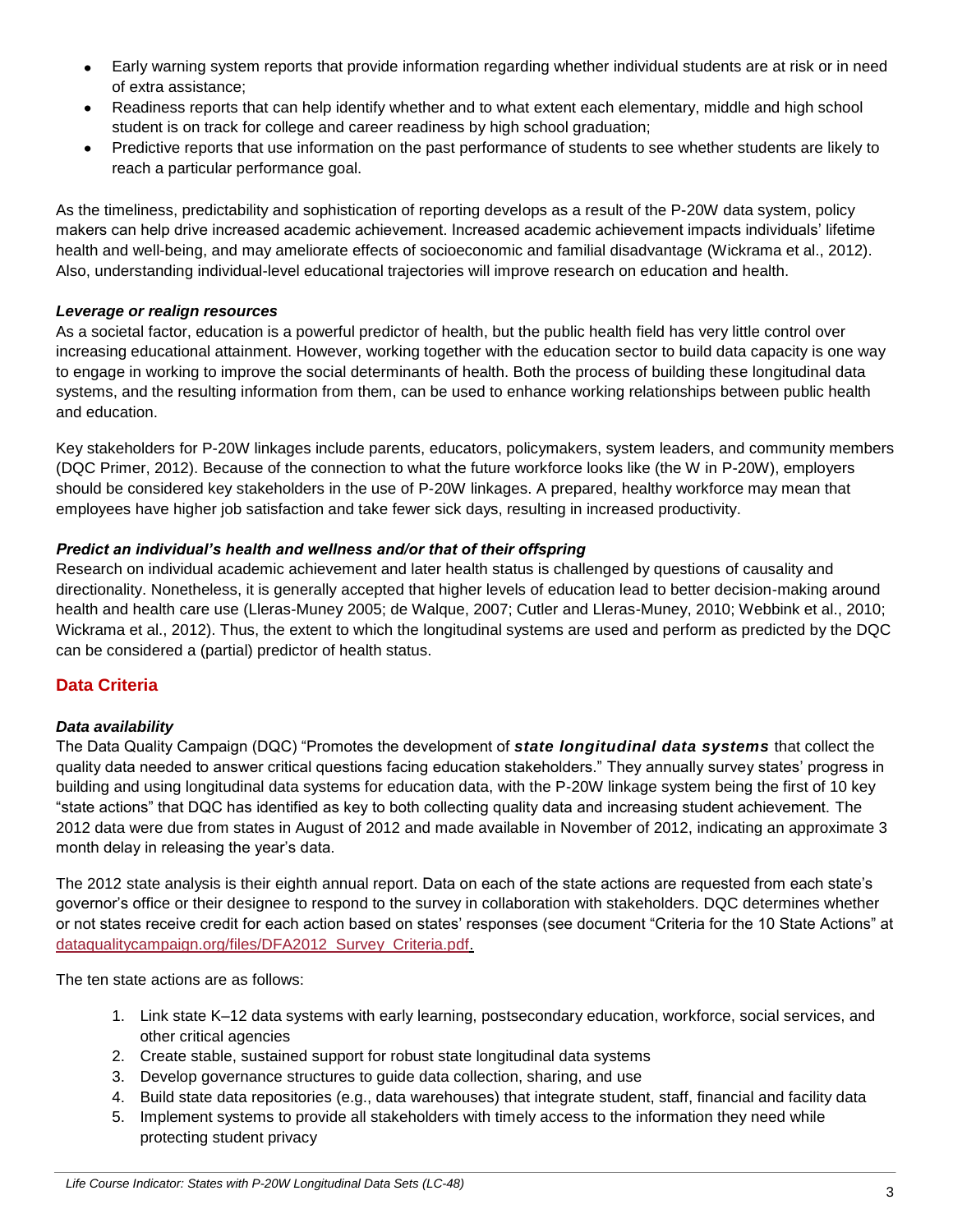- Early warning system reports that provide information regarding whether individual students are at risk or in need of extra assistance;
- Readiness reports that can help identify whether and to what extent each elementary, middle and high school student is on track for college and career readiness by high school graduation;
- Predictive reports that use information on the past performance of students to see whether students are likely to reach a particular performance goal.

As the timeliness, predictability and sophistication of reporting develops as a result of the P-20W data system, policy makers can help drive increased academic achievement. Increased academic achievement impacts individuals' lifetime health and well-being, and may ameliorate effects of socioeconomic and familial disadvantage (Wickrama et al., 2012). Also, understanding individual-level educational trajectories will improve research on education and health.

***Leverage or realign resources***

As a societal factor, education is a powerful predictor of health, but the public health field has very little control over increasing educational attainment. However, working together with the education sector to build data capacity is one way to engage in working to improve the social determinants of health. Both the process of building these longitudinal data systems, and the resulting information from them, can be used to enhance working relationships between public health and education.

Key stakeholders for P-20W linkages include parents, educators, policymakers, system leaders, and community members (DQC Primer, 2012). Because of the connection to what the future workforce looks like (the W in P-20W), employers should be considered key stakeholders in the use of P-20W linkages. A prepared, healthy workforce may mean that employees have higher job satisfaction and take fewer sick days, resulting in increased productivity.

***Predict an individual's health and wellness and/or that of their offspring***

Research on individual academic achievement and later health status is challenged by questions of causality and directionality. Nonetheless, it is generally accepted that higher levels of education lead to better decision-making around health and health care use (Lleras-Muney 2005; de Walque, 2007; Cutler and Lleras-Muney, 2010; Webbink et al., 2010; Wickrama et al., 2012). Thus, the extent to which the longitudinal systems are used and perform as predicted by the DQC can be considered a (partial) predictor of health status.

## Data Criteria

***Data availability***

The Data Quality Campaign (DQC) "Promotes the development of ***state longitudinal data systems*** that collect the quality data needed to answer critical questions facing education stakeholders." They annually survey states' progress in building and using longitudinal data systems for education data, with the P-20W linkage system being the first of 10 key "state actions" that DQC has identified as key to both collecting quality data and increasing student achievement. The 2012 data were due from states in August of 2012 and made available in November of 2012, indicating an approximate 3 month delay in releasing the year's data.

The 2012 state analysis is their eighth annual report. Data on each of the state actions are requested from each state's governor's office or their designee to respond to the survey in collaboration with stakeholders. DQC determines whether or not states receive credit for each action based on states' responses (see document "Criteria for the 10 State Actions" at dataqualitycampaign.org/files/DFA2012_Survey_Criteria.pdf.

The ten state actions are as follows:

1. Link state K–12 data systems with early learning, postsecondary education, workforce, social services, and other critical agencies
2. Create stable, sustained support for robust state longitudinal data systems
3. Develop governance structures to guide data collection, sharing, and use
4. Build state data repositories (e.g., data warehouses) that integrate student, staff, financial and facility data
5. Implement systems to provide all stakeholders with timely access to the information they need while protecting student privacy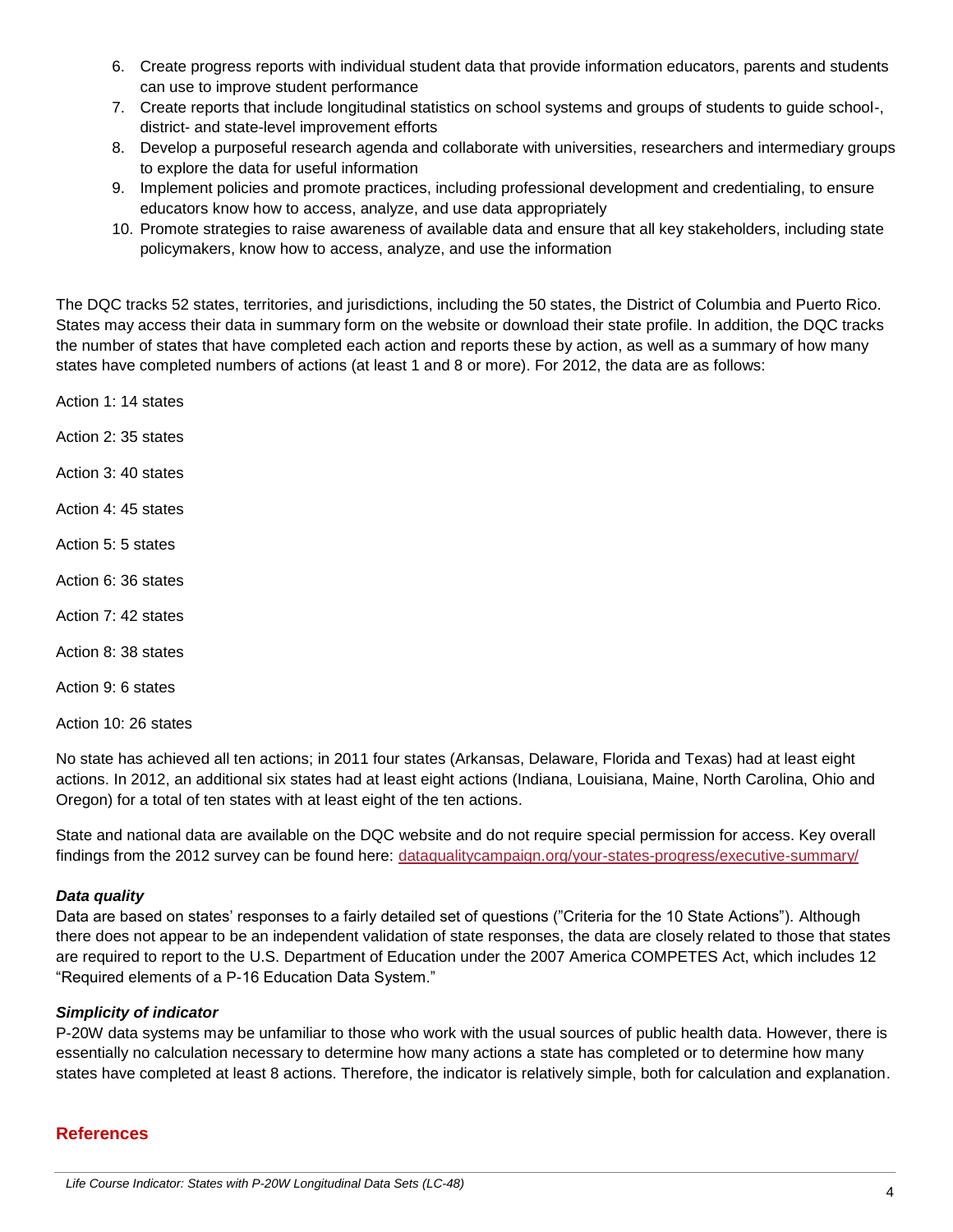6. Create progress reports with individual student data that provide information educators, parents and students can use to improve student performance
7. Create reports that include longitudinal statistics on school systems and groups of students to guide school-, district- and state-level improvement efforts
8. Develop a purposeful research agenda and collaborate with universities, researchers and intermediary groups to explore the data for useful information
9. Implement policies and promote practices, including professional development and credentialing, to ensure educators know how to access, analyze, and use data appropriately
10. Promote strategies to raise awareness of available data and ensure that all key stakeholders, including state policymakers, know how to access, analyze, and use the information

The DQC tracks 52 states, territories, and jurisdictions, including the 50 states, the District of Columbia and Puerto Rico. States may access their data in summary form on the website or download their state profile. In addition, the DQC tracks the number of states that have completed each action and reports these by action, as well as a summary of how many states have completed numbers of actions (at least 1 and 8 or more). For 2012, the data are as follows:

Action 1: 14 states

Action 2: 35 states

Action 3: 40 states

Action 4: 45 states

Action 5: 5 states

Action 6: 36 states

Action 7: 42 states

Action 8: 38 states

Action 9: 6 states

Action 10: 26 states

No state has achieved all ten actions; in 2011 four states (Arkansas, Delaware, Florida and Texas) had at least eight actions. In 2012, an additional six states had at least eight actions (Indiana, Louisiana, Maine, North Carolina, Ohio and Oregon) for a total of ten states with at least eight of the ten actions.

State and national data are available on the DQC website and do not require special permission for access. Key overall findings from the 2012 survey can be found here: [dataqualitycampaign.org/your-states-progress/executive-summary/](dataqualitycampaign.org/your-states-progress/executive-summary/)

***Data quality***

Data are based on states' responses to a fairly detailed set of questions ("Criteria for the 10 State Actions"). Although there does not appear to be an independent validation of state responses, the data are closely related to those that states are required to report to the U.S. Department of Education under the 2007 America COMPETES Act, which includes 12 "Required elements of a P-16 Education Data System."

***Simplicity of indicator***

P-20W data systems may be unfamiliar to those who work with the usual sources of public health data. However, there is essentially no calculation necessary to determine how many actions a state has completed or to determine how many states have completed at least 8 actions. Therefore, the indicator is relatively simple, both for calculation and explanation.

## References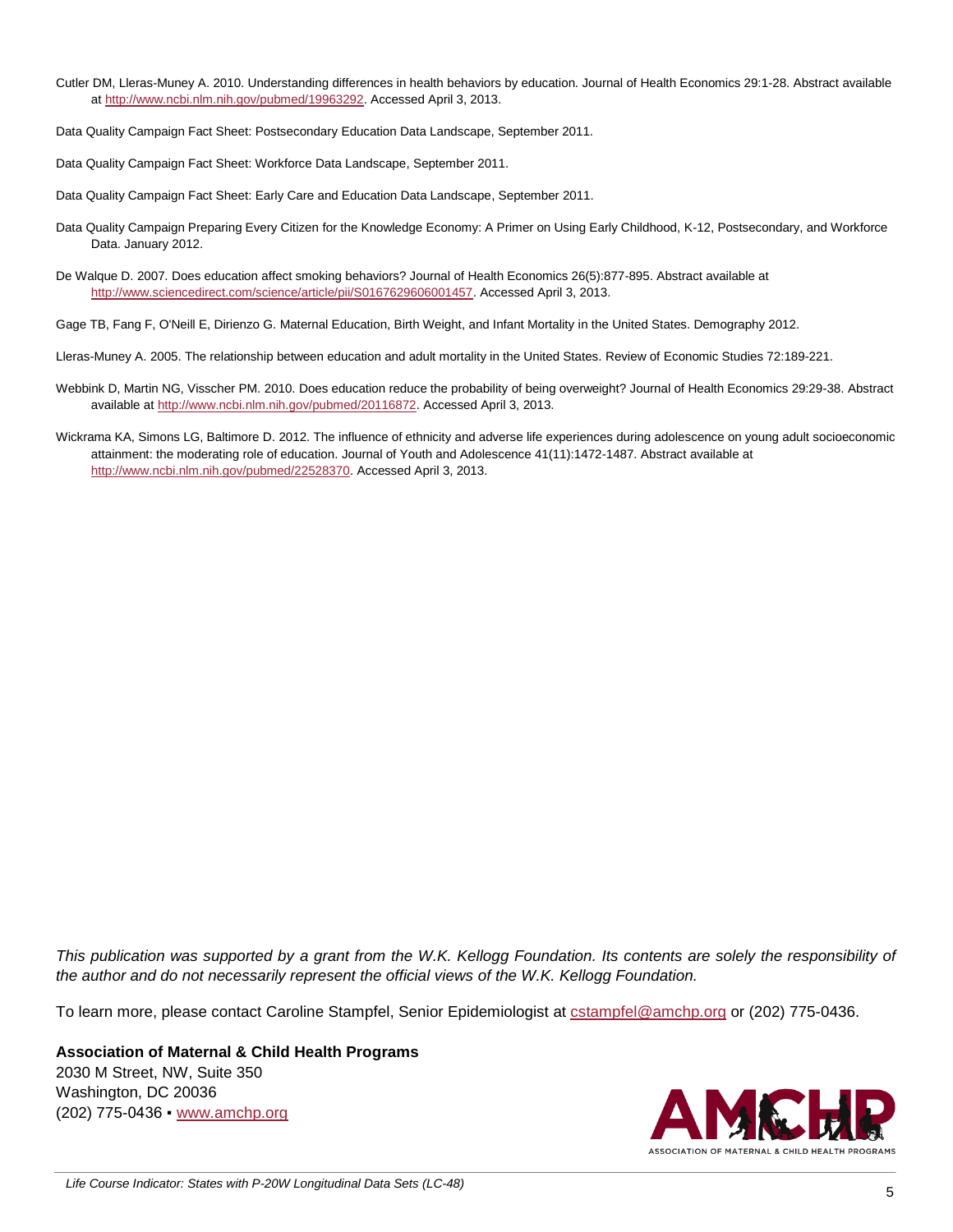Cutler DM, Lleras-Muney A. 2010. Understanding differences in health behaviors by education. Journal of Health Economics 29:1-28. Abstract available at http://www.ncbi.nlm.nih.gov/pubmed/19963292. Accessed April 3, 2013.

Data Quality Campaign Fact Sheet: Postsecondary Education Data Landscape, September 2011.

Data Quality Campaign Fact Sheet: Workforce Data Landscape, September 2011.

Data Quality Campaign Fact Sheet: Early Care and Education Data Landscape, September 2011.

Data Quality Campaign Preparing Every Citizen for the Knowledge Economy: A Primer on Using Early Childhood, K-12, Postsecondary, and Workforce Data. January 2012.

De Walque D. 2007. Does education affect smoking behaviors? Journal of Health Economics 26(5):877-895. Abstract available at http://www.sciencedirect.com/science/article/pii/S0167629606001457. Accessed April 3, 2013.

Gage TB, Fang F, O'Neill E, Dirienzo G. Maternal Education, Birth Weight, and Infant Mortality in the United States. Demography 2012.

Lleras-Muney A. 2005. The relationship between education and adult mortality in the United States. Review of Economic Studies 72:189-221.

Webbink D, Martin NG, Visscher PM. 2010. Does education reduce the probability of being overweight? Journal of Health Economics 29:29-38. Abstract available at http://www.ncbi.nlm.nih.gov/pubmed/20116872. Accessed April 3, 2013.

Wickrama KA, Simons LG, Baltimore D. 2012. The influence of ethnicity and adverse life experiences during adolescence on young adult socioeconomic attainment: the moderating role of education. Journal of Youth and Adolescence 41(11):1472-1487. Abstract available at http://www.ncbi.nlm.nih.gov/pubmed/22528370. Accessed April 3, 2013.

*This publication was supported by a grant from the W.K. Kellogg Foundation. Its contents are solely the responsibility of the author and do not necessarily represent the official views of the W.K. Kellogg Foundation.*

To learn more, please contact Caroline Stampfel, Senior Epidemiologist at cstampfel@amchp.org or (202) 775-0436.

**Association of Maternal & Child Health Programs**
2030 M Street, NW, Suite 350
Washington, DC 20036
(202) 775-0436 ▪ www.amchp.org

AMCHP
ASSOCIATION OF MATERNAL & CHILD HEALTH PROGRAMS